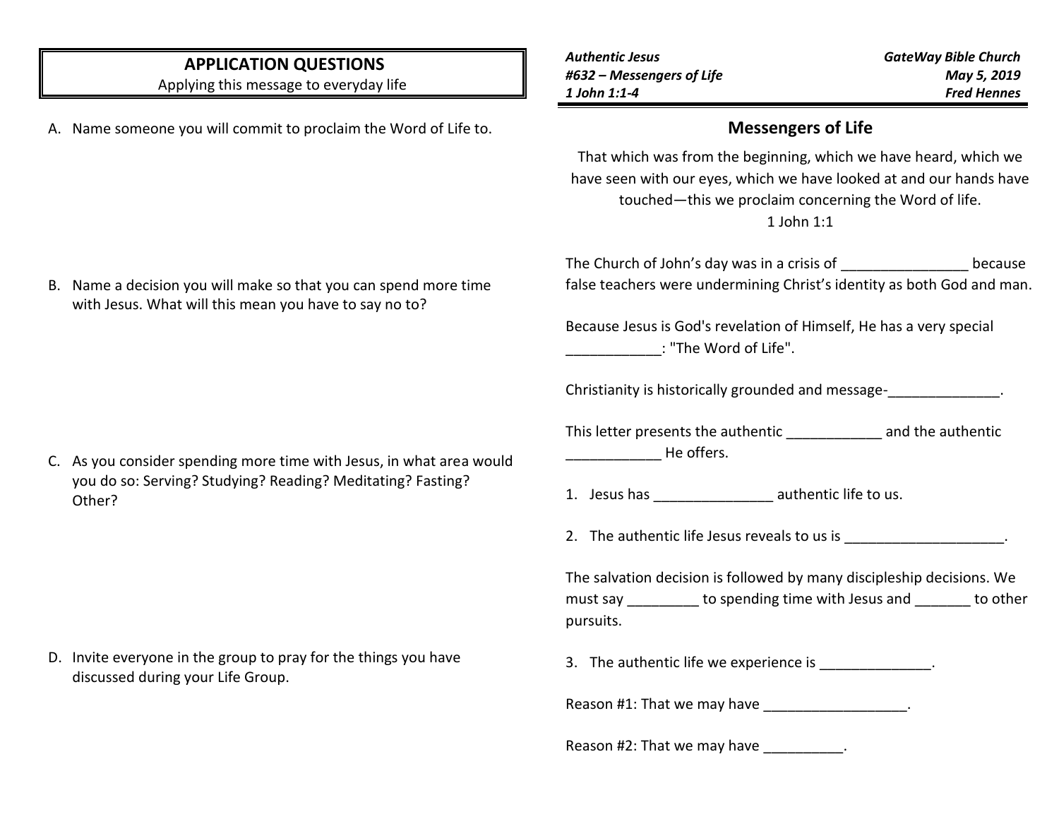## APPLICATION QUESTIONS

Applying this message to everyday life

A. Name someone you will commit to proclaim the Word of Life to.

B. Name a decision you will make so that you can spend more time with Jesus. What will this mean you have to say no to?

C. As you consider spending more time with Jesus, in what area would you do so: Serving? Studying? Reading? Meditating? Fasting? Other?

D. Invite everyone in the group to pray for the things you have discussed during your Life Group.

***Authentic Jesus***
***#632 – Messengers of Life***
***1 John 1:1-4***

***GateWay Bible Church***
***May 5, 2019***
***Fred Hennes***

# Messengers of Life

That which was from the beginning, which we have heard, which we have seen with our eyes, which we have looked at and our hands have touched—this we proclaim concerning the Word of life.
1 John 1:1

The Church of John's day was in a crisis of ________________ because false teachers were undermining Christ's identity as both God and man.

Because Jesus is God's revelation of Himself, He has a very special ____________: "The Word of Life".

Christianity is historically grounded and message-______________.

This letter presents the authentic ____________ and the authentic ____________ He offers.

1. Jesus has _______________ authentic life to us.

2. The authentic life Jesus reveals to us is ____________________.

The salvation decision is followed by many discipleship decisions. We must say _________ to spending time with Jesus and _______ to other pursuits.

3. The authentic life we experience is ______________.

Reason #1: That we may have __________________.

Reason #2: That we may have __________.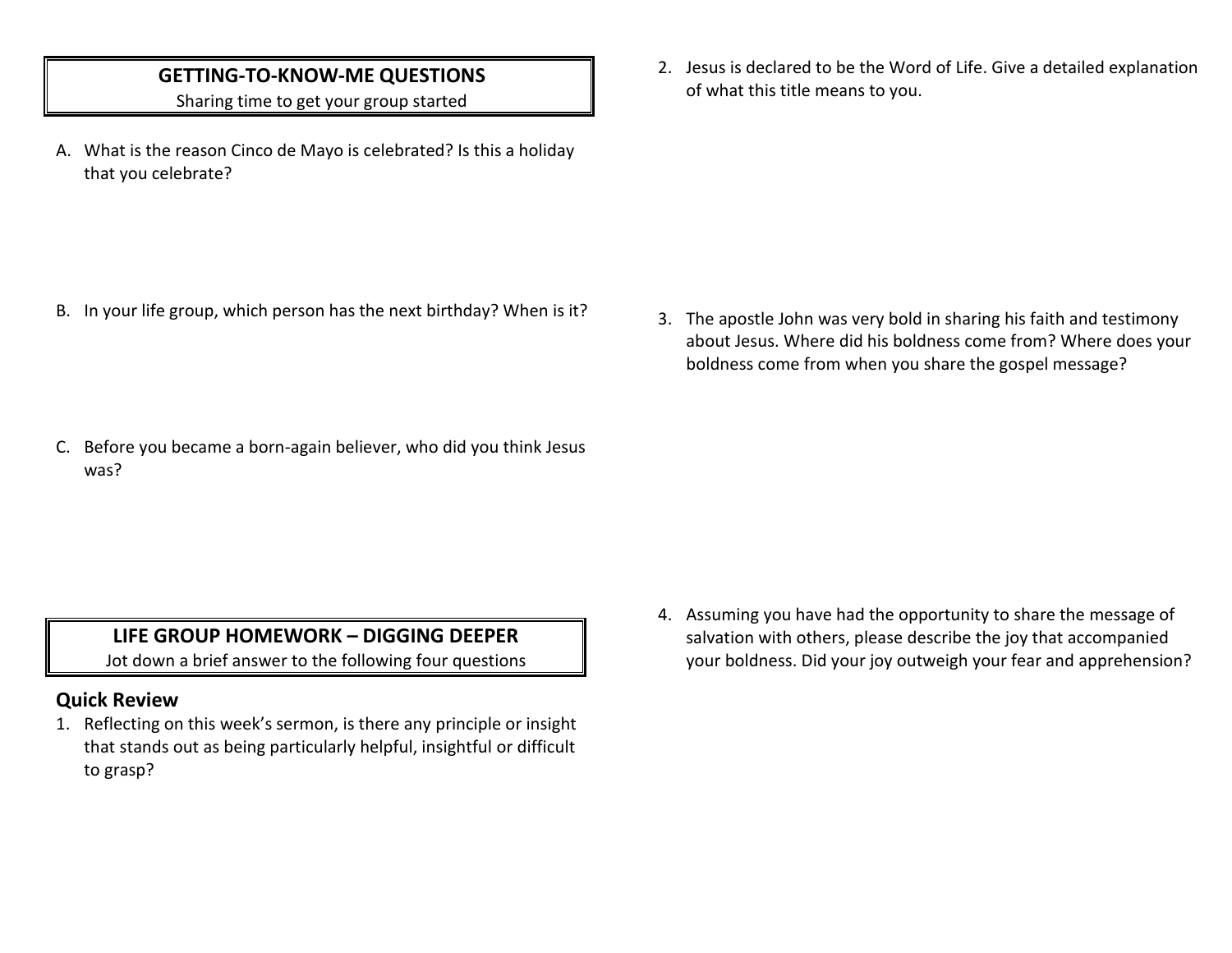## GETTING-TO-KNOW-ME QUESTIONS

Sharing time to get your group started

A. What is the reason Cinco de Mayo is celebrated? Is this a holiday that you celebrate?

B. In your life group, which person has the next birthday? When is it?

C. Before you became a born-again believer, who did you think Jesus was?

## LIFE GROUP HOMEWORK – DIGGING DEEPER

Jot down a brief answer to the following four questions

### Quick Review

1. Reflecting on this week's sermon, is there any principle or insight that stands out as being particularly helpful, insightful or difficult to grasp?

2. Jesus is declared to be the Word of Life. Give a detailed explanation of what this title means to you.

3. The apostle John was very bold in sharing his faith and testimony about Jesus. Where did his boldness come from? Where does your boldness come from when you share the gospel message?

4. Assuming you have had the opportunity to share the message of salvation with others, please describe the joy that accompanied your boldness. Did your joy outweigh your fear and apprehension?